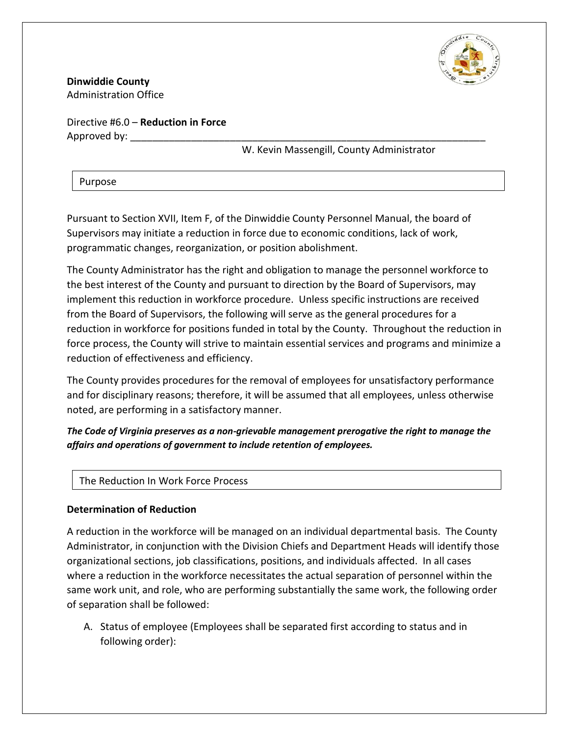**Dinwiddie County**
Administration Office

Directive #6.0 – **Reduction in Force**
Approved by: ____________________________________________________________________
W. Kevin Massengill, County Administrator

## Purpose

Pursuant to Section XVII, Item F, of the Dinwiddie County Personnel Manual, the board of Supervisors may initiate a reduction in force due to economic conditions, lack of work, programmatic changes, reorganization, or position abolishment.

The County Administrator has the right and obligation to manage the personnel workforce to the best interest of the County and pursuant to direction by the Board of Supervisors, may implement this reduction in workforce procedure. Unless specific instructions are received from the Board of Supervisors, the following will serve as the general procedures for a reduction in workforce for positions funded in total by the County. Throughout the reduction in force process, the County will strive to maintain essential services and programs and minimize a reduction of effectiveness and efficiency.

The County provides procedures for the removal of employees for unsatisfactory performance and for disciplinary reasons; therefore, it will be assumed that all employees, unless otherwise noted, are performing in a satisfactory manner.

***The Code of Virginia preserves as a non-grievable management prerogative the right to manage the affairs and operations of government to include retention of employees.***

## The Reduction In Work Force Process

**Determination of Reduction**

A reduction in the workforce will be managed on an individual departmental basis. The County Administrator, in conjunction with the Division Chiefs and Department Heads will identify those organizational sections, job classifications, positions, and individuals affected. In all cases where a reduction in the workforce necessitates the actual separation of personnel within the same work unit, and role, who are performing substantially the same work, the following order of separation shall be followed:

A. Status of employee (Employees shall be separated first according to status and in following order):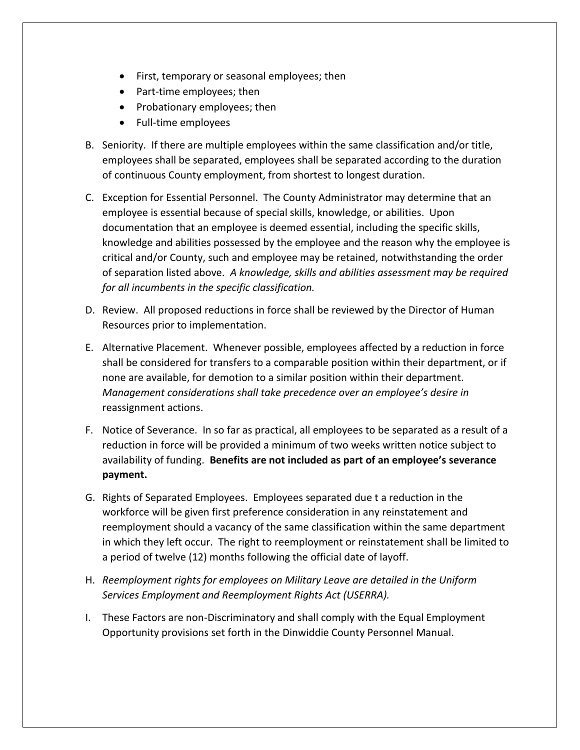- First, temporary or seasonal employees; then
- Part-time employees; then
- Probationary employees; then
- Full-time employees

B. Seniority. If there are multiple employees within the same classification and/or title, employees shall be separated, employees shall be separated according to the duration of continuous County employment, from shortest to longest duration.

C. Exception for Essential Personnel. The County Administrator may determine that an employee is essential because of special skills, knowledge, or abilities. Upon documentation that an employee is deemed essential, including the specific skills, knowledge and abilities possessed by the employee and the reason why the employee is critical and/or County, such and employee may be retained, notwithstanding the order of separation listed above. *A knowledge, skills and abilities assessment may be required for all incumbents in the specific classification.*

D. Review. All proposed reductions in force shall be reviewed by the Director of Human Resources prior to implementation.

E. Alternative Placement. Whenever possible, employees affected by a reduction in force shall be considered for transfers to a comparable position within their department, or if none are available, for demotion to a similar position within their department. *Management considerations shall take precedence over an employee's desire in* reassignment actions.

F. Notice of Severance. In so far as practical, all employees to be separated as a result of a reduction in force will be provided a minimum of two weeks written notice subject to availability of funding. **Benefits are not included as part of an employee's severance payment.**

G. Rights of Separated Employees. Employees separated due t a reduction in the workforce will be given first preference consideration in any reinstatement and reemployment should a vacancy of the same classification within the same department in which they left occur. The right to reemployment or reinstatement shall be limited to a period of twelve (12) months following the official date of layoff.

H. *Reemployment rights for employees on Military Leave are detailed in the Uniform Services Employment and Reemployment Rights Act (USERRA).*

I. These Factors are non-Discriminatory and shall comply with the Equal Employment Opportunity provisions set forth in the Dinwiddie County Personnel Manual.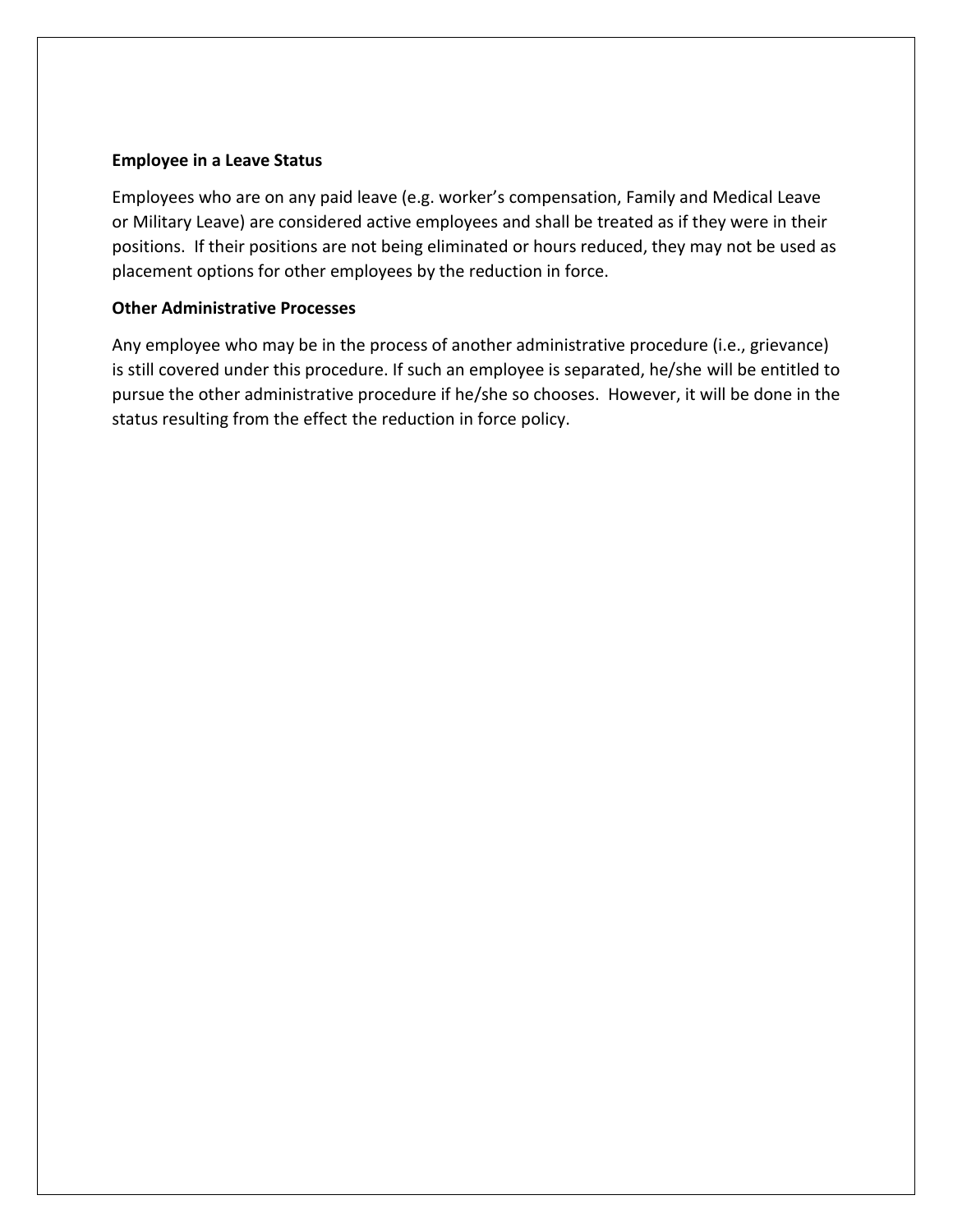**Employee in a Leave Status**

Employees who are on any paid leave (e.g. worker's compensation, Family and Medical Leave or Military Leave) are considered active employees and shall be treated as if they were in their positions. If their positions are not being eliminated or hours reduced, they may not be used as placement options for other employees by the reduction in force.

**Other Administrative Processes**

Any employee who may be in the process of another administrative procedure (i.e., grievance) is still covered under this procedure. If such an employee is separated, he/she will be entitled to pursue the other administrative procedure if he/she so chooses. However, it will be done in the status resulting from the effect the reduction in force policy.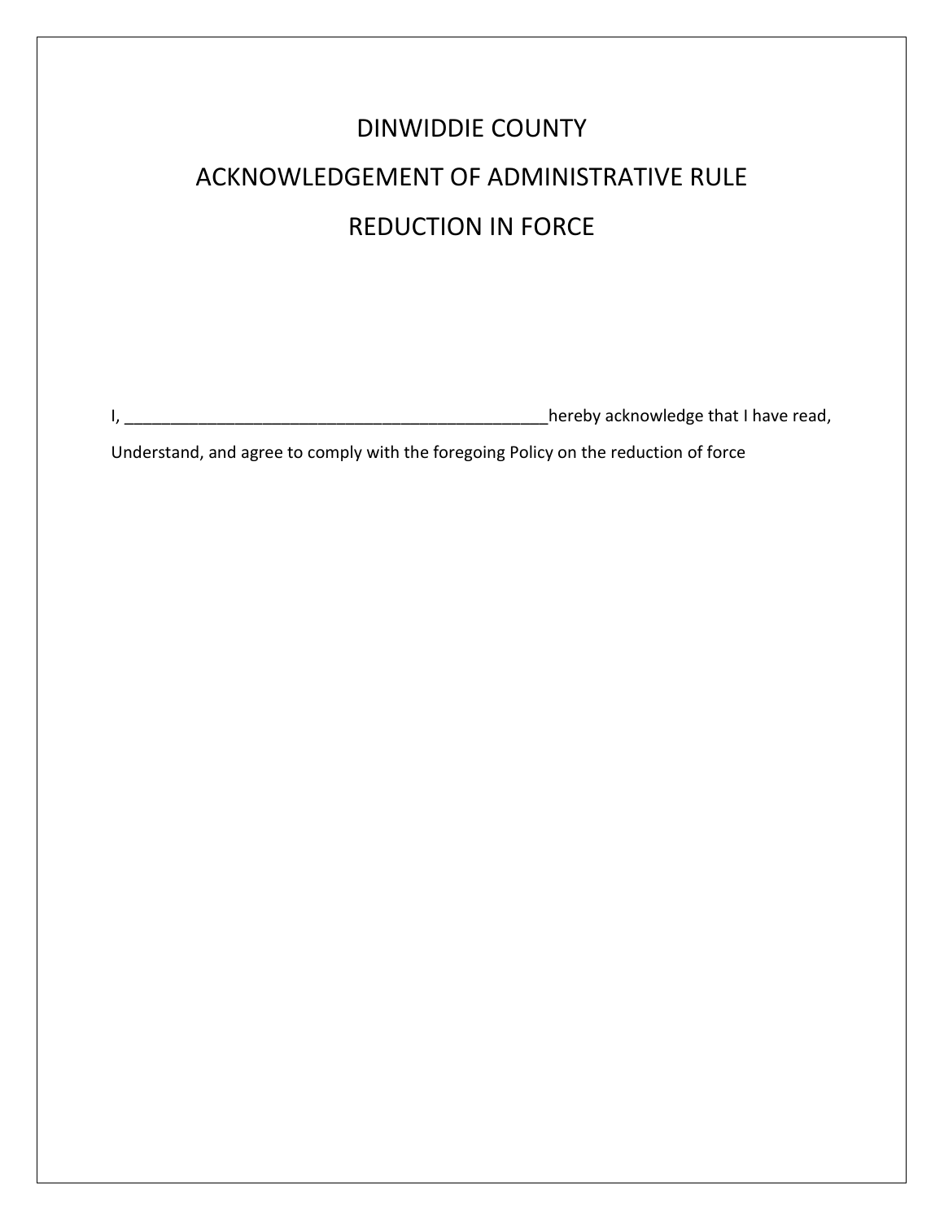# DINWIDDIE COUNTY

# ACKNOWLEDGEMENT OF ADMINISTRATIVE RULE

# REDUCTION IN FORCE

I, _______________________________________________hereby acknowledge that I have read, Understand, and agree to comply with the foregoing Policy on the reduction of force